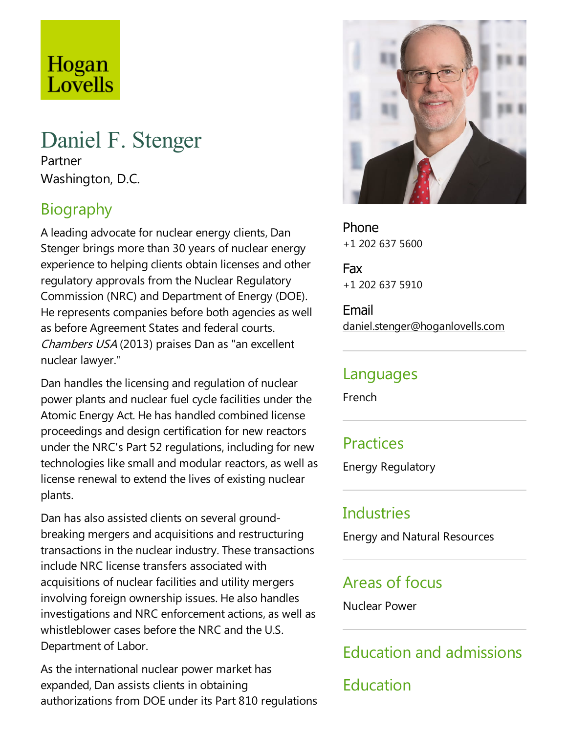Hogan Lovells

# Daniel F. Stenger

Partner

Washington, D.C.

## Biography

A leading advocate for nuclear energy clients, Dan Stenger brings more than 30 years of nuclear energy experience to helping clients obtain licenses and other regulatory approvals from the Nuclear Regulatory Commission (NRC) and Department of Energy (DOE). He represents companies before both agencies as well as before Agreement States and federal courts. *Chambers USA* (2013) praises Dan as "an excellent nuclear lawyer."

Dan handles the licensing and regulation of nuclear power plants and nuclear fuel cycle facilities under the Atomic Energy Act. He has handled combined license proceedings and design certification for new reactors under the NRC's Part 52 regulations, including for new technologies like small and modular reactors, as well as license renewal to extend the lives of existing nuclear plants.

Dan has also assisted clients on several ground-breaking mergers and acquisitions and restructuring transactions in the nuclear industry. These transactions include NRC license transfers associated with acquisitions of nuclear facilities and utility mergers involving foreign ownership issues. He also handles investigations and NRC enforcement actions, as well as whistleblower cases before the NRC and the U.S. Department of Labor.

As the international nuclear power market has expanded, Dan assists clients in obtaining authorizations from DOE under its Part 810 regulations

**Phone**
+1 202 637 5600

**Fax**
+1 202 637 5910

**Email**
daniel.stenger@hoganlovells.com

## Languages

French

## Practices

Energy Regulatory

## Industries

Energy and Natural Resources

## Areas of focus

Nuclear Power

## Education and admissions

## Education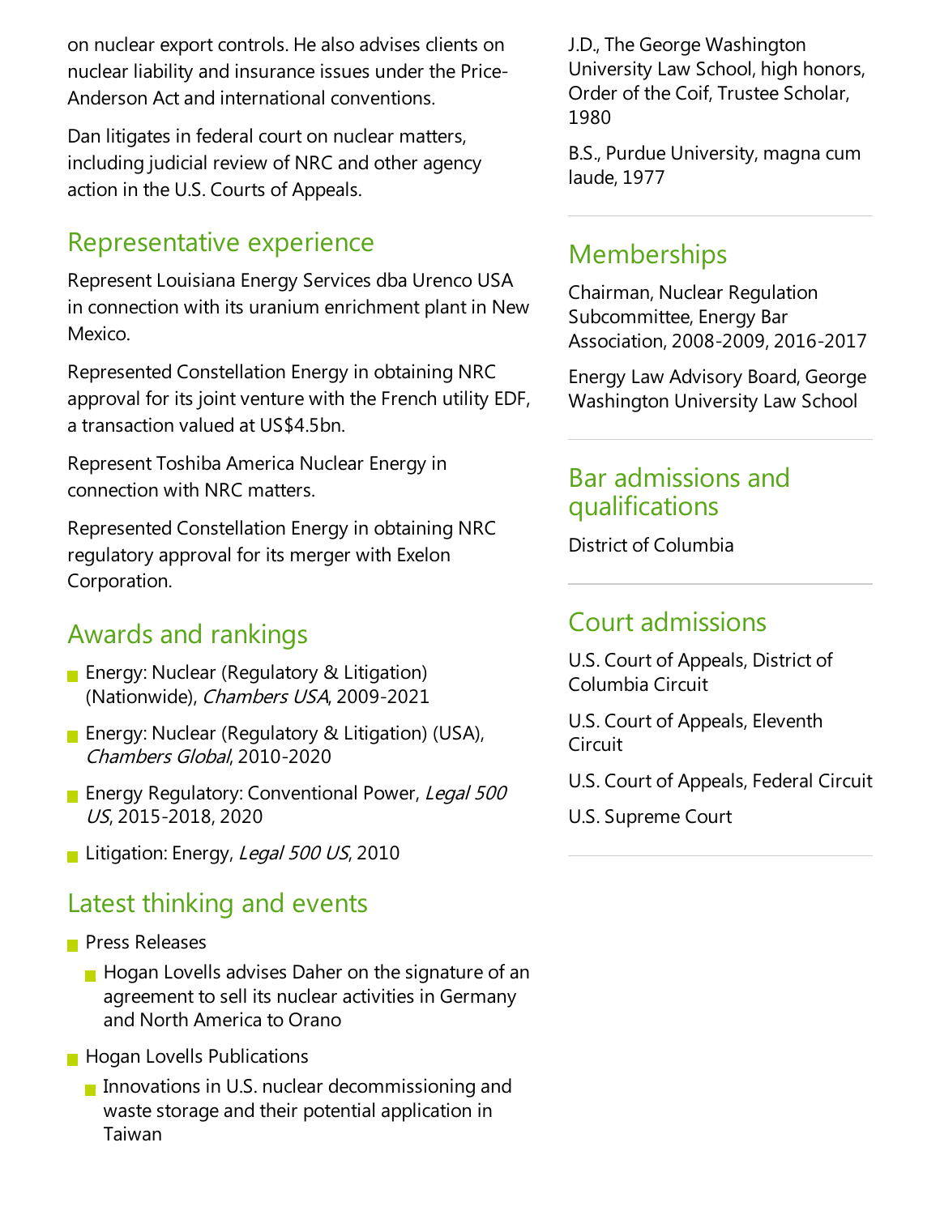on nuclear export controls. He also advises clients on nuclear liability and insurance issues under the Price-Anderson Act and international conventions.

Dan litigates in federal court on nuclear matters, including judicial review of NRC and other agency action in the U.S. Courts of Appeals.

## Representative experience

Represent Louisiana Energy Services dba Urenco USA in connection with its uranium enrichment plant in New Mexico.

Represented Constellation Energy in obtaining NRC approval for its joint venture with the French utility EDF, a transaction valued at US$4.5bn.

Represent Toshiba America Nuclear Energy in connection with NRC matters.

Represented Constellation Energy in obtaining NRC regulatory approval for its merger with Exelon Corporation.

## Awards and rankings

- Energy: Nuclear (Regulatory & Litigation) (Nationwide), *Chambers USA*, 2009-2021
- Energy: Nuclear (Regulatory & Litigation) (USA), *Chambers Global*, 2010-2020
- Energy Regulatory: Conventional Power, *Legal 500 US*, 2015-2018, 2020
- Litigation: Energy, *Legal 500 US*, 2010

## Latest thinking and events

- Press Releases
  - Hogan Lovells advises Daher on the signature of an agreement to sell its nuclear activities in Germany and North America to Orano
- Hogan Lovells Publications
  - Innovations in U.S. nuclear decommissioning and waste storage and their potential application in Taiwan

J.D., The George Washington University Law School, high honors, Order of the Coif, Trustee Scholar, 1980

B.S., Purdue University, magna cum laude, 1977

## Memberships

Chairman, Nuclear Regulation Subcommittee, Energy Bar Association, 2008-2009, 2016-2017

Energy Law Advisory Board, George Washington University Law School

## Bar admissions and qualifications

District of Columbia

## Court admissions

U.S. Court of Appeals, District of Columbia Circuit

U.S. Court of Appeals, Eleventh Circuit

U.S. Court of Appeals, Federal Circuit

U.S. Supreme Court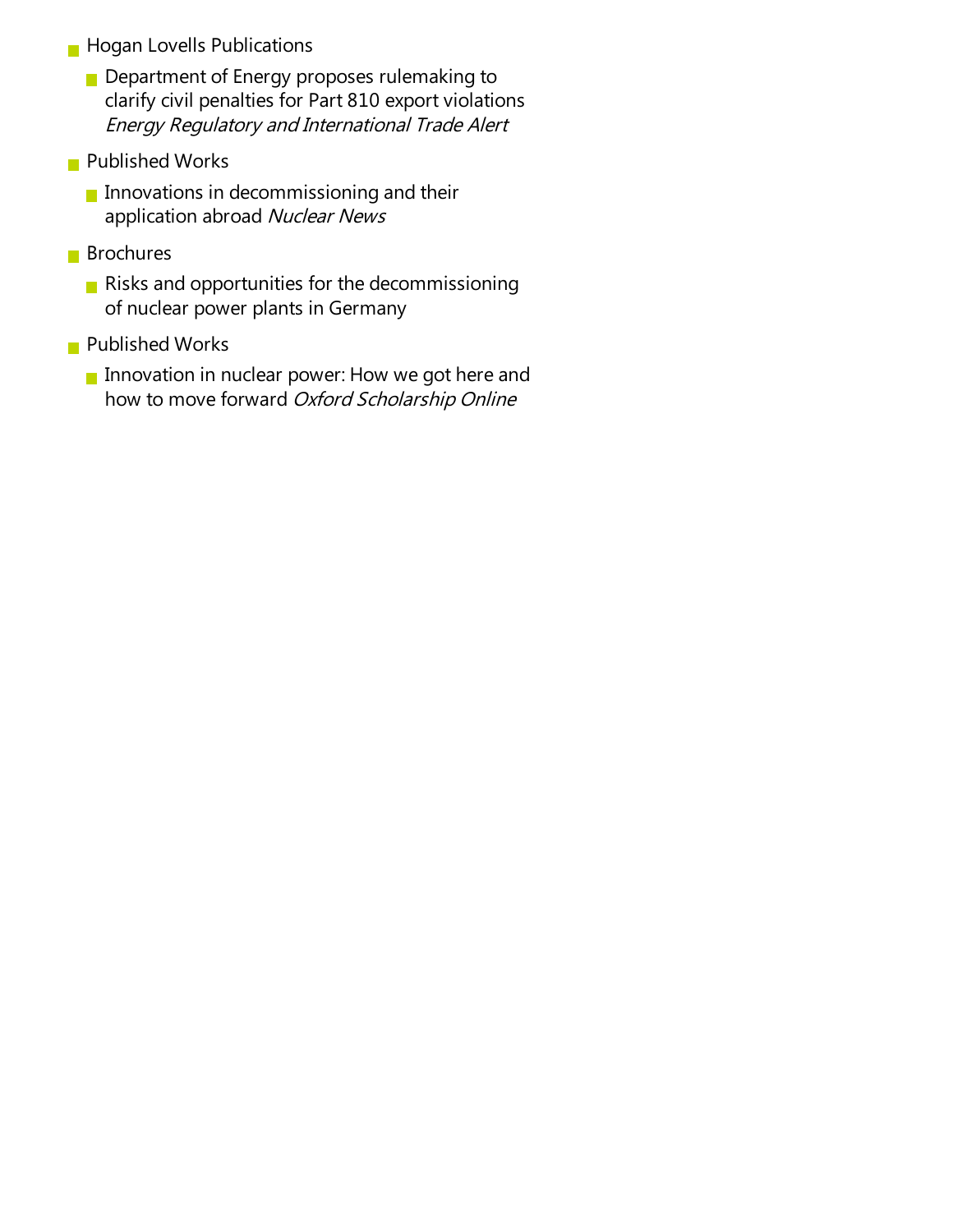- Hogan Lovells Publications
  - Department of Energy proposes rulemaking to clarify civil penalties for Part 810 export violations *Energy Regulatory and International Trade Alert*
- Published Works
  - Innovations in decommissioning and their application abroad *Nuclear News*
- Brochures
  - Risks and opportunities for the decommissioning of nuclear power plants in Germany
- Published Works
  - Innovation in nuclear power: How we got here and how to move forward *Oxford Scholarship Online*